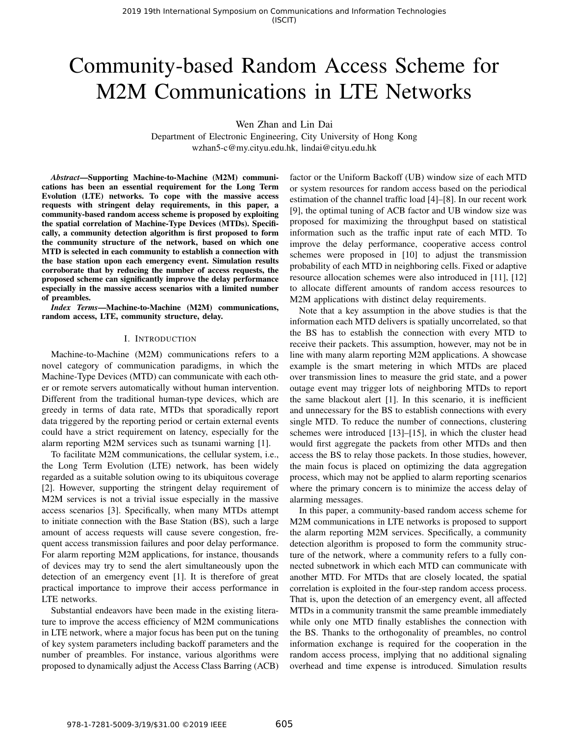# Community-based Random Access Scheme for M2M Communications in LTE Networks

Wen Zhan and Lin Dai

Department of Electronic Engineering, City University of Hong Kong

wzhan5-c@my.cityu.edu.hk, lindai@cityu.edu.hk

***Abstract*—Supporting Machine-to-Machine (M2M) communications has been an essential requirement for the Long Term Evolution (LTE) networks. To cope with the massive access requests with stringent delay requirements, in this paper, a community-based random access scheme is proposed by exploiting the spatial correlation of Machine-Type Devices (MTDs). Specifically, a community detection algorithm is first proposed to form the community structure of the network, based on which one MTD is selected in each community to establish a connection with the base station upon each emergency event. Simulation results corroborate that by reducing the number of access requests, the proposed scheme can significantly improve the delay performance especially in the massive access scenarios with a limited number of preambles.**

***Index Terms*—Machine-to-Machine (M2M) communications, random access, LTE, community structure, delay.**

## I. Introduction

Machine-to-Machine (M2M) communications refers to a novel category of communication paradigms, in which the Machine-Type Devices (MTD) can communicate with each other or remote servers automatically without human intervention. Different from the traditional human-type devices, which are greedy in terms of data rate, MTDs that sporadically report data triggered by the reporting period or certain external events could have a strict requirement on latency, especially for the alarm reporting M2M services such as tsunami warning [1].

To facilitate M2M communications, the cellular system, i.e., the Long Term Evolution (LTE) network, has been widely regarded as a suitable solution owing to its ubiquitous coverage [2]. However, supporting the stringent delay requirement of M2M services is not a trivial issue especially in the massive access scenarios [3]. Specifically, when many MTDs attempt to initiate connection with the Base Station (BS), such a large amount of access requests will cause severe congestion, frequent access transmission failures and poor delay performance. For alarm reporting M2M applications, for instance, thousands of devices may try to send the alert simultaneously upon the detection of an emergency event [1]. It is therefore of great practical importance to improve their access performance in LTE networks.

Substantial endeavors have been made in the existing literature to improve the access efficiency of M2M communications in LTE network, where a major focus has been put on the tuning of key system parameters including backoff parameters and the number of preambles. For instance, various algorithms were proposed to dynamically adjust the Access Class Barring (ACB) factor or the Uniform Backoff (UB) window size of each MTD or system resources for random access based on the periodical estimation of the channel traffic load [4]–[8]. In our recent work [9], the optimal tuning of ACB factor and UB window size was proposed for maximizing the throughput based on statistical information such as the traffic input rate of each MTD. To improve the delay performance, cooperative access control schemes were proposed in [10] to adjust the transmission probability of each MTD in neighboring cells. Fixed or adaptive resource allocation schemes were also introduced in [11], [12] to allocate different amounts of random access resources to M2M applications with distinct delay requirements.

Note that a key assumption in the above studies is that the information each MTD delivers is spatially uncorrelated, so that the BS has to establish the connection with every MTD to receive their packets. This assumption, however, may not be in line with many alarm reporting M2M applications. A showcase example is the smart metering in which MTDs are placed over transmission lines to measure the grid state, and a power outage event may trigger lots of neighboring MTDs to report the same blackout alert [1]. In this scenario, it is inefficient and unnecessary for the BS to establish connections with every single MTD. To reduce the number of connections, clustering schemes were introduced [13]–[15], in which the cluster head would first aggregate the packets from other MTDs and then access the BS to relay those packets. In those studies, however, the main focus is placed on optimizing the data aggregation process, which may not be applied to alarm reporting scenarios where the primary concern is to minimize the access delay of alarming messages.

In this paper, a community-based random access scheme for M2M communications in LTE networks is proposed to support the alarm reporting M2M services. Specifically, a community detection algorithm is proposed to form the community structure of the network, where a community refers to a fully connected subnetwork in which each MTD can communicate with another MTD. For MTDs that are closely located, the spatial correlation is exploited in the four-step random access process. That is, upon the detection of an emergency event, all affected MTDs in a community transmit the same preamble immediately while only one MTD finally establishes the connection with the BS. Thanks to the orthogonality of preambles, no control information exchange is required for the cooperation in the random access process, implying that no additional signaling overhead and time expense is introduced. Simulation results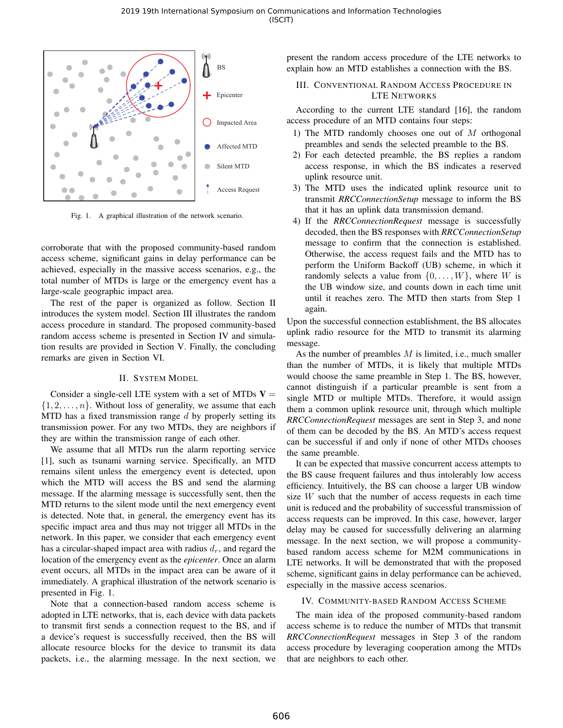Fig. 1. A graphical illustration of the network scenario.

corroborate that with the proposed community-based random access scheme, significant gains in delay performance can be achieved, especially in the massive access scenarios, e.g., the total number of MTDs is large or the emergency event has a large-scale geographic impact area.

The rest of the paper is organized as follow. Section II introduces the system model. Section III illustrates the random access procedure in standard. The proposed community-based random access scheme is presented in Section IV and simulation results are provided in Section V. Finally, the concluding remarks are given in Section VI.

## II. System Model

Consider a single-cell LTE system with a set of MTDs $\mathbf{V} = \{1, 2, \ldots, n\}$. Without loss of generality, we assume that each MTD has a fixed transmission range $d$ by properly setting its transmission power. For any two MTDs, they are neighbors if they are within the transmission range of each other.

We assume that all MTDs run the alarm reporting service [1], such as tsunami warning service. Specifically, an MTD remains silent unless the emergency event is detected, upon which the MTD will access the BS and send the alarming message. If the alarming message is successfully sent, then the MTD returns to the silent mode until the next emergency event is detected. Note that, in general, the emergency event has its specific impact area and thus may not trigger all MTDs in the network. In this paper, we consider that each emergency event has a circular-shaped impact area with radius $d_r$, and regard the location of the emergency event as the *epicenter*. Once an alarm event occurs, all MTDs in the impact area can be aware of it immediately. A graphical illustration of the network scenario is presented in Fig. 1.

Note that a connection-based random access scheme is adopted in LTE networks, that is, each device with data packets to transmit first sends a connection request to the BS, and if a device's request is successfully received, then the BS will allocate resource blocks for the device to transmit its data packets, i.e., the alarming message. In the next section, we present the random access procedure of the LTE networks to explain how an MTD establishes a connection with the BS.

## III. Conventional Random Access Procedure in LTE Networks

According to the current LTE standard [16], the random access procedure of an MTD contains four steps:

1) The MTD randomly chooses one out of $M$ orthogonal preambles and sends the selected preamble to the BS.
2) For each detected preamble, the BS replies a random access response, in which the BS indicates a reserved uplink resource unit.
3) The MTD uses the indicated uplink resource unit to transmit *RRCConnectionSetup* message to inform the BS that it has an uplink data transmission demand.
4) If the *RRCConnectionRequest* message is successfully decoded, then the BS responses with *RRCConnectionSetup* message to confirm that the connection is established. Otherwise, the access request fails and the MTD has to perform the Uniform Backoff (UB) scheme, in which it randomly selects a value from $\{0, \ldots, W\}$, where $W$ is the UB window size, and counts down in each time unit until it reaches zero. The MTD then starts from Step 1 again.

Upon the successful connection establishment, the BS allocates uplink radio resource for the MTD to transmit its alarming message.

As the number of preambles $M$ is limited, i.e., much smaller than the number of MTDs, it is likely that multiple MTDs would choose the same preamble in Step 1. The BS, however, cannot distinguish if a particular preamble is sent from a single MTD or multiple MTDs. Therefore, it would assign them a common uplink resource unit, through which multiple *RRCConnectionRequest* messages are sent in Step 3, and none of them can be decoded by the BS. An MTD's access request can be successful if and only if none of other MTDs chooses the same preamble.

It can be expected that massive concurrent access attempts to the BS cause frequent failures and thus intolerably low access efficiency. Intuitively, the BS can choose a larger UB window size $W$ such that the number of access requests in each time unit is reduced and the probability of successful transmission of access requests can be improved. In this case, however, larger delay may be caused for successfully delivering an alarming message. In the next section, we will propose a community-based random access scheme for M2M communications in LTE networks. It will be demonstrated that with the proposed scheme, significant gains in delay performance can be achieved, especially in the massive access scenarios.

## IV. Community-based Random Access Scheme

The main idea of the proposed community-based random access scheme is to reduce the number of MTDs that transmit *RRCConnectionRequest* messages in Step 3 of the random access procedure by leveraging cooperation among the MTDs that are neighbors to each other.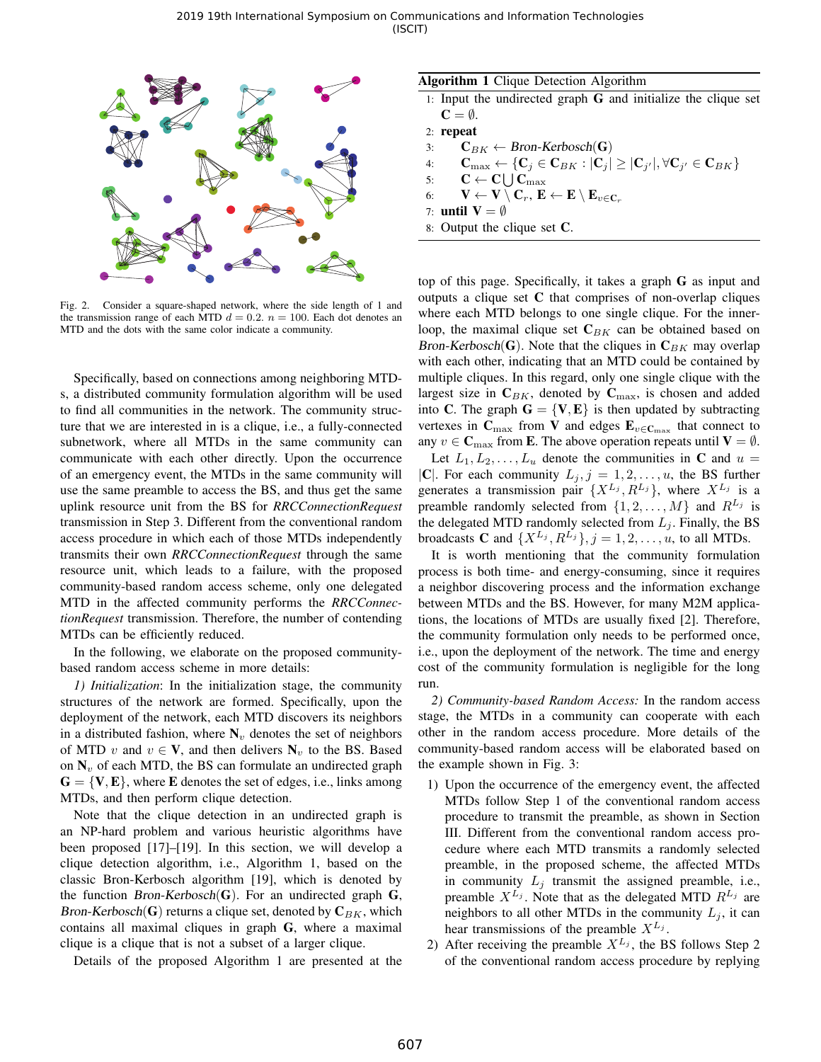Fig. 2. Consider a square-shaped network, where the side length of 1 and the transmission range of each MTD $d = 0.2$. $n = 100$. Each dot denotes an MTD and the dots with the same color indicate a community.

Specifically, based on connections among neighboring MTDs, a distributed community formulation algorithm will be used to find all communities in the network. The community structure that we are interested in is a clique, i.e., a fully-connected subnetwork, where all MTDs in the same community can communicate with each other directly. Upon the occurrence of an emergency event, the MTDs in the same community will use the same preamble to access the BS, and thus get the same uplink resource unit from the BS for *RRCConnectionRequest* transmission in Step 3. Different from the conventional random access procedure in which each of those MTDs independently transmits their own *RRCConnectionRequest* through the same resource unit, which leads to a failure, with the proposed community-based random access scheme, only one delegated MTD in the affected community performs the *RRCConnectionRequest* transmission. Therefore, the number of contending MTDs can be efficiently reduced.

In the following, we elaborate on the proposed community-based random access scheme in more details:

*1) Initialization*: In the initialization stage, the community structures of the network are formed. Specifically, upon the deployment of the network, each MTD discovers its neighbors in a distributed fashion, where $\mathbf{N}_v$ denotes the set of neighbors of MTD $v$ and $v \in \mathbf{V}$, and then delivers $\mathbf{N}_v$ to the BS. Based on $\mathbf{N}_v$ of each MTD, the BS can formulate an undirected graph $\mathbf{G} = \{\mathbf{V}, \mathbf{E}\}$, where $\mathbf{E}$ denotes the set of edges, i.e., links among MTDs, and then perform clique detection.

Note that the clique detection in an undirected graph is an NP-hard problem and various heuristic algorithms have been proposed [17]–[19]. In this section, we will develop a clique detection algorithm, i.e., Algorithm 1, based on the classic Bron-Kerbosch algorithm [19], which is denoted by the function *Bron-Kerbosch*($\mathbf{G}$). For an undirected graph $\mathbf{G}$, *Bron-Kerbosch*($\mathbf{G}$) returns a clique set, denoted by $\mathbf{C}_{BK}$, which contains all maximal cliques in graph $\mathbf{G}$, where a maximal clique is a clique that is not a subset of a larger clique.

Details of the proposed Algorithm 1 are presented at the top of this page. Specifically, it takes a graph $\mathbf{G}$ as input and outputs a clique set $\mathbf{C}$ that comprises of non-overlap cliques where each MTD belongs to one single clique. For the inner-loop, the maximal clique set $\mathbf{C}_{BK}$ can be obtained based on *Bron-Kerbosch*($\mathbf{G}$). Note that the cliques in $\mathbf{C}_{BK}$ may overlap with each other, indicating that an MTD could be contained by multiple cliques. In this regard, only one single clique with the largest size in $\mathbf{C}_{BK}$, denoted by $\mathbf{C}_{\max}$, is chosen and added into $\mathbf{C}$. The graph $\mathbf{G} = \{\mathbf{V}, \mathbf{E}\}$ is then updated by subtracting vertexes in $\mathbf{C}_{\max}$ from $\mathbf{V}$ and edges $\mathbf{E}_{v \in \mathbf{C}_{\max}}$ that connect to any $v \in \mathbf{C}_{\max}$ from $\mathbf{E}$. The above operation repeats until $\mathbf{V} = \emptyset$.

**Algorithm 1** Clique Detection Algorithm

1: Input the undirected graph $\mathbf{G}$ and initialize the clique set $\mathbf{C} = \emptyset$.
2: **repeat**
3: $\quad$ $\mathbf{C}_{BK} \leftarrow$ *Bron-Kerbosch*($\mathbf{G}$)
4: $\quad$ $\mathbf{C}_{\max} \leftarrow \{\mathbf{C}_j \in \mathbf{C}_{BK} : |\mathbf{C}_j| \geq |\mathbf{C}_{j'}|, \forall \mathbf{C}_{j'} \in \mathbf{C}_{BK}\}$
5: $\quad$ $\mathbf{C} \leftarrow \mathbf{C} \bigcup \mathbf{C}_{\max}$
6: $\quad$ $\mathbf{V} \leftarrow \mathbf{V} \setminus \mathbf{C}_r$, $\mathbf{E} \leftarrow \mathbf{E} \setminus \mathbf{E}_{v \in \mathbf{C}_r}$
7: **until** $\mathbf{V} = \emptyset$
8: Output the clique set $\mathbf{C}$.

Let $L_1, L_2, \ldots, L_u$ denote the communities in $\mathbf{C}$ and $u = |\mathbf{C}|$. For each community $L_j, j = 1, 2, \ldots, u$, the BS further generates a transmission pair $\{X^{L_j}, R^{L_j}\}$, where $X^{L_j}$ is a preamble randomly selected from $\{1, 2, \ldots, M\}$ and $R^{L_j}$ is the delegated MTD randomly selected from $L_j$. Finally, the BS broadcasts $\mathbf{C}$ and $\{X^{L_j}, R^{L_j}\}, j = 1, 2, \ldots, u$, to all MTDs.

It is worth mentioning that the community formulation process is both time- and energy-consuming, since it requires a neighbor discovering process and the information exchange between MTDs and the BS. However, for many M2M applications, the locations of MTDs are usually fixed [2]. Therefore, the community formulation only needs to be performed once, i.e., upon the deployment of the network. The time and energy cost of the community formulation is negligible for the long run.

*2) Community-based Random Access:* In the random access stage, the MTDs in a community can cooperate with each other in the random access procedure. More details of the community-based random access will be elaborated based on the example shown in Fig. 3:

1) Upon the occurrence of the emergency event, the affected MTDs follow Step 1 of the conventional random access procedure to transmit the preamble, as shown in Section III. Different from the conventional random access procedure where each MTD transmits a randomly selected preamble, in the proposed scheme, the affected MTDs in community $L_j$ transmit the assigned preamble, i.e., preamble $X^{L_j}$. Note that as the delegated MTD $R^{L_j}$ are neighbors to all other MTDs in the community $L_j$, it can hear transmissions of the preamble $X^{L_j}$.
2) After receiving the preamble $X^{L_j}$, the BS follows Step 2 of the conventional random access procedure by replying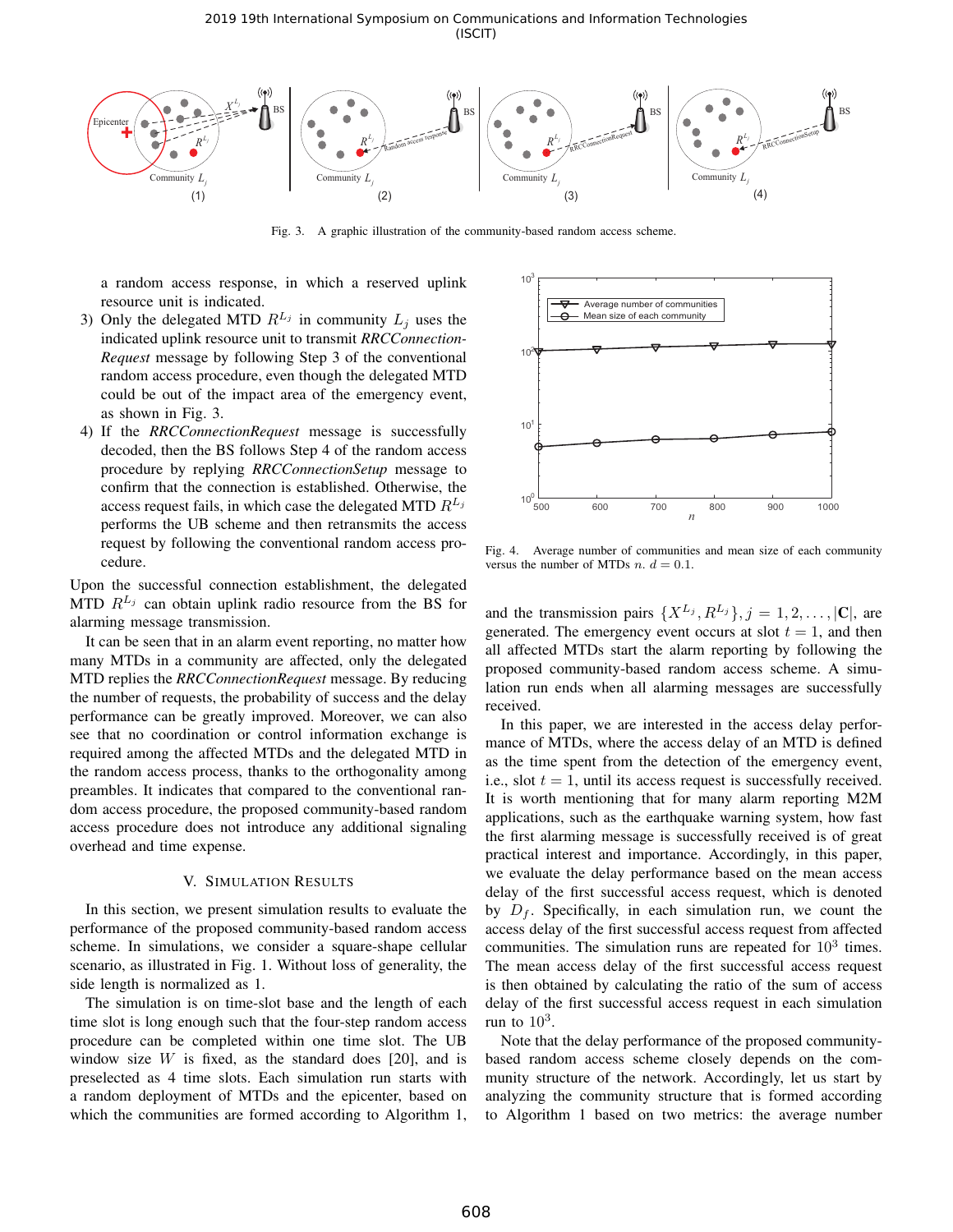Fig. 3. A graphic illustration of the community-based random access scheme.

a random access response, in which a reserved uplink resource unit is indicated.

3) Only the delegated MTD $R^{L_j}$ in community $L_j$ uses the indicated uplink resource unit to transmit *RRCConnection-Request* message by following Step 3 of the conventional random access procedure, even though the delegated MTD could be out of the impact area of the emergency event, as shown in Fig. 3.
4) If the *RRCConnectionRequest* message is successfully decoded, then the BS follows Step 4 of the random access procedure by replying *RRCConnectionSetup* message to confirm that the connection is established. Otherwise, the access request fails, in which case the delegated MTD $R^{L_j}$ performs the UB scheme and then retransmits the access request by following the conventional random access procedure.

Upon the successful connection establishment, the delegated MTD $R^{L_j}$ can obtain uplink radio resource from the BS for alarming message transmission.

It can be seen that in an alarm event reporting, no matter how many MTDs in a community are affected, only the delegated MTD replies the *RRCConnectionRequest* message. By reducing the number of requests, the probability of success and the delay performance can be greatly improved. Moreover, we can also see that no coordination or control information exchange is required among the affected MTDs and the delegated MTD in the random access process, thanks to the orthogonality among preambles. It indicates that compared to the conventional random access procedure, the proposed community-based random access procedure does not introduce any additional signaling overhead and time expense.

## V. Simulation Results

In this section, we present simulation results to evaluate the performance of the proposed community-based random access scheme. In simulations, we consider a square-shape cellular scenario, as illustrated in Fig. 1. Without loss of generality, the side length is normalized as 1.

The simulation is on time-slot base and the length of each time slot is long enough such that the four-step random access procedure can be completed within one time slot. The UB window size $W$ is fixed, as the standard does [20], and is preselected as 4 time slots. Each simulation run starts with a random deployment of MTDs and the epicenter, based on which the communities are formed according to Algorithm 1, and the transmission pairs $\{X^{L_j}, R^{L_j}\}, j = 1, 2, \ldots, |\mathbf{C}|$, are generated. The emergency event occurs at slot $t = 1$, and then all affected MTDs start the alarm reporting by following the proposed community-based random access scheme. A simulation run ends when all alarming messages are successfully received.

Fig. 4. Average number of communities and mean size of each community versus the number of MTDs $n$. $d = 0.1$.

In this paper, we are interested in the access delay performance of MTDs, where the access delay of an MTD is defined as the time spent from the detection of the emergency event, i.e., slot $t = 1$, until its access request is successfully received. It is worth mentioning that for many alarm reporting M2M applications, such as the earthquake warning system, how fast the first alarming message is successfully received is of great practical interest and importance. Accordingly, in this paper, we evaluate the delay performance based on the mean access delay of the first successful access request, which is denoted by $D_f$. Specifically, in each simulation run, we count the access delay of the first successful access request from affected communities. The simulation runs are repeated for $10^3$ times. The mean access delay of the first successful access request is then obtained by calculating the ratio of the sum of access delay of the first successful access request in each simulation run to $10^3$.

Note that the delay performance of the proposed community-based random access scheme closely depends on the community structure of the network. Accordingly, let us start by analyzing the community structure that is formed according to Algorithm 1 based on two metrics: the average number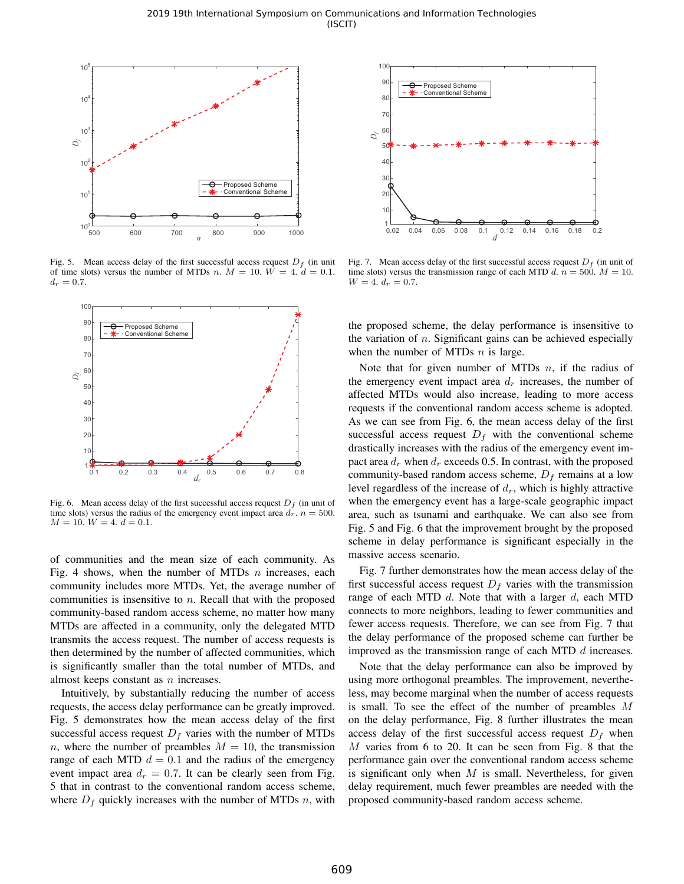Fig. 5. Mean access delay of the first successful access request $D_f$ (in unit of time slots) versus the number of MTDs $n$. $M = 10$. $W = 4$. $d = 0.1$. $d_r = 0.7$.

Fig. 6. Mean access delay of the first successful access request $D_f$ (in unit of time slots) versus the radius of the emergency event impact area $d_r$. $n = 500$. $M = 10$. $W = 4$. $d = 0.1$.

Fig. 7. Mean access delay of the first successful access request $D_f$ (in unit of time slots) versus the transmission range of each MTD $d$. $n = 500$. $M = 10$. $W = 4$. $d_r = 0.7$.

of communities and the mean size of each community. As Fig. 4 shows, when the number of MTDs $n$ increases, each community includes more MTDs. Yet, the average number of communities is insensitive to $n$. Recall that with the proposed community-based random access scheme, no matter how many MTDs are affected in a community, only the delegated MTD transmits the access request. The number of access requests is then determined by the number of affected communities, which is significantly smaller than the total number of MTDs, and almost keeps constant as $n$ increases.

Intuitively, by substantially reducing the number of access requests, the access delay performance can be greatly improved. Fig. 5 demonstrates how the mean access delay of the first successful access request $D_f$ varies with the number of MTDs $n$, where the number of preambles $M = 10$, the transmission range of each MTD $d = 0.1$ and the radius of the emergency event impact area $d_r = 0.7$. It can be clearly seen from Fig. 5 that in contrast to the conventional random access scheme, where $D_f$ quickly increases with the number of MTDs $n$, with the proposed scheme, the delay performance is insensitive to the variation of $n$. Significant gains can be achieved especially when the number of MTDs $n$ is large.

Note that for given number of MTDs $n$, if the radius of the emergency event impact area $d_r$ increases, the number of affected MTDs would also increase, leading to more access requests if the conventional random access scheme is adopted. As we can see from Fig. 6, the mean access delay of the first successful access request $D_f$ with the conventional scheme drastically increases with the radius of the emergency event impact area $d_r$ when $d_r$ exceeds 0.5. In contrast, with the proposed community-based random access scheme, $D_f$ remains at a low level regardless of the increase of $d_r$, which is highly attractive when the emergency event has a large-scale geographic impact area, such as tsunami and earthquake. We can also see from Fig. 5 and Fig. 6 that the improvement brought by the proposed scheme in delay performance is significant especially in the massive access scenario.

Fig. 7 further demonstrates how the mean access delay of the first successful access request $D_f$ varies with the transmission range of each MTD $d$. Note that with a larger $d$, each MTD connects to more neighbors, leading to fewer communities and fewer access requests. Therefore, we can see from Fig. 7 that the delay performance of the proposed scheme can further be improved as the transmission range of each MTD $d$ increases.

Note that the delay performance can also be improved by using more orthogonal preambles. The improvement, nevertheless, may become marginal when the number of access requests is small. To see the effect of the number of preambles $M$ on the delay performance, Fig. 8 further illustrates the mean access delay of the first successful access request $D_f$ when $M$ varies from 6 to 20. It can be seen from Fig. 8 that the performance gain over the conventional random access scheme is significant only when $M$ is small. Nevertheless, for given delay requirement, much fewer preambles are needed with the proposed community-based random access scheme.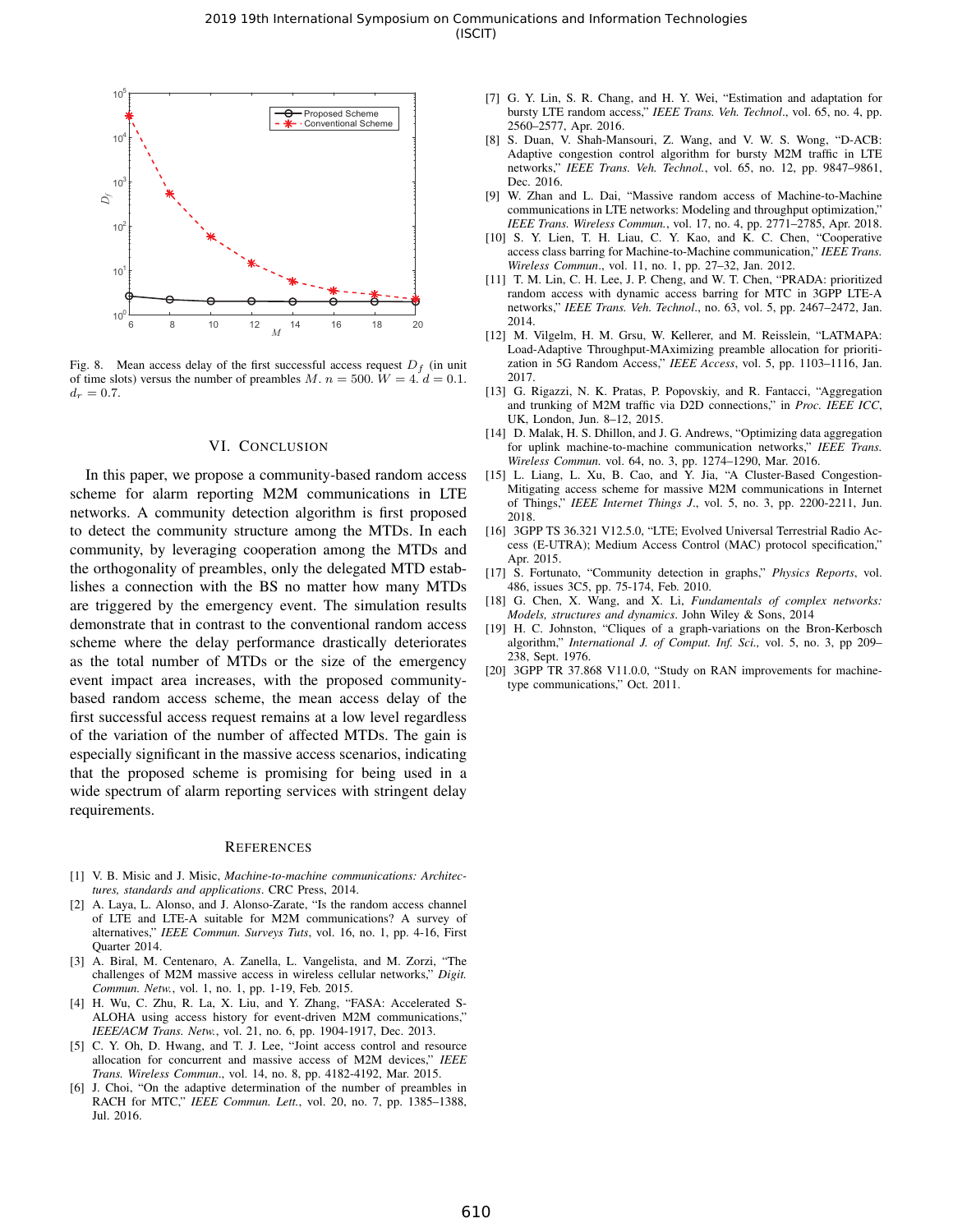$10^5$
$10^4$
$10^3$
$10^2$
$10^1$
$10^0$
$D_f$
6 8 10 12 14 16 18 20
$M$
Proposed Scheme
Conventional Scheme

Fig. 8. Mean access delay of the first successful access request $D_f$ (in unit of time slots) versus the number of preambles $M$. $n = 500$. $W = 4$. $d = 0.1$. $d_r = 0.7$.

## VI. Conclusion

In this paper, we propose a community-based random access scheme for alarm reporting M2M communications in LTE networks. A community detection algorithm is first proposed to detect the community structure among the MTDs. In each community, by leveraging cooperation among the MTDs and the orthogonality of preambles, only the delegated MTD establishes a connection with the BS no matter how many MTDs are triggered by the emergency event. The simulation results demonstrate that in contrast to the conventional random access scheme where the delay performance drastically deteriorates as the total number of MTDs or the size of the emergency event impact area increases, with the proposed community-based random access scheme, the mean access delay of the first successful access request remains at a low level regardless of the variation of the number of affected MTDs. The gain is especially significant in the massive access scenarios, indicating that the proposed scheme is promising for being used in a wide spectrum of alarm reporting services with stringent delay requirements.

## References

[1] V. B. Misic and J. Misic, *Machine-to-machine communications: Architectures, standards and applications*. CRC Press, 2014.

[2] A. Laya, L. Alonso, and J. Alonso-Zarate, "Is the random access channel of LTE and LTE-A suitable for M2M communications? A survey of alternatives," *IEEE Commun. Surveys Tuts*, vol. 16, no. 1, pp. 4-16, First Quarter 2014.

[3] A. Biral, M. Centenaro, A. Zanella, L. Vangelista, and M. Zorzi, "The challenges of M2M massive access in wireless cellular networks," *Digit. Commun. Netw.*, vol. 1, no. 1, pp. 1-19, Feb. 2015.

[4] H. Wu, C. Zhu, R. La, X. Liu, and Y. Zhang, "FASA: Accelerated S-ALOHA using access history for event-driven M2M communications," *IEEE/ACM Trans. Netw.*, vol. 21, no. 6, pp. 1904-1917, Dec. 2013.

[5] C. Y. Oh, D. Hwang, and T. J. Lee, "Joint access control and resource allocation for concurrent and massive access of M2M devices," *IEEE Trans. Wireless Commun.*, vol. 14, no. 8, pp. 4182-4192, Mar. 2015.

[6] J. Choi, "On the adaptive determination of the number of preambles in RACH for MTC," *IEEE Commun. Lett.*, vol. 20, no. 7, pp. 1385–1388, Jul. 2016.

[7] G. Y. Lin, S. R. Chang, and H. Y. Wei, "Estimation and adaptation for bursty LTE random access," *IEEE Trans. Veh. Technol.*, vol. 65, no. 4, pp. 2560–2577, Apr. 2016.

[8] S. Duan, V. Shah-Mansouri, Z. Wang, and V. W. S. Wong, "D-ACB: Adaptive congestion control algorithm for bursty M2M traffic in LTE networks," *IEEE Trans. Veh. Technol.*, vol. 65, no. 12, pp. 9847–9861, Dec. 2016.

[9] W. Zhan and L. Dai, "Massive random access of Machine-to-Machine communications in LTE networks: Modeling and throughput optimization," *IEEE Trans. Wireless Commun.*, vol. 17, no. 4, pp. 2771–2785, Apr. 2018.

[10] S. Y. Lien, T. H. Liau, C. Y. Kao, and K. C. Chen, "Cooperative access class barring for Machine-to-Machine communication," *IEEE Trans. Wireless Commun.*, vol. 11, no. 1, pp. 27–32, Jan. 2012.

[11] T. M. Lin, C. H. Lee, J. P. Cheng, and W. T. Chen, "PRADA: prioritized random access with dynamic access barring for MTC in 3GPP LTE-A networks," *IEEE Trans. Veh. Technol.*, no. 63, vol. 5, pp. 2467–2472, Jan. 2014.

[12] M. Vilgelm, H. M. Grsu, W. Kellerer, and M. Reisslein, "LATMAPA: Load-Adaptive Throughput-MAximizing preamble allocation for prioritization in 5G Random Access," *IEEE Access*, vol. 5, pp. 1103–1116, Jan. 2017.

[13] G. Rigazzi, N. K. Pratas, P. Popovskiy, and R. Fantacci, "Aggregation and trunking of M2M traffic via D2D connections," in *Proc. IEEE ICC*, UK, London, Jun. 8–12, 2015.

[14] D. Malak, H. S. Dhillon, and J. G. Andrews, "Optimizing data aggregation for uplink machine-to-machine communication networks," *IEEE Trans. Wireless Commun.* vol. 64, no. 3, pp. 1274–1290, Mar. 2016.

[15] L. Liang, L. Xu, B. Cao, and Y. Jia, "A Cluster-Based Congestion-Mitigating access scheme for massive M2M communications in Internet of Things," *IEEE Internet Things J.*, vol. 5, no. 3, pp. 2200-2211, Jun. 2018.

[16] 3GPP TS 36.321 V12.5.0, "LTE; Evolved Universal Terrestrial Radio Access (E-UTRA); Medium Access Control (MAC) protocol specification," Apr. 2015.

[17] S. Fortunato, "Community detection in graphs," *Physics Reports*, vol. 486, issues 3C5, pp. 75-174, Feb. 2010.

[18] G. Chen, X. Wang, and X. Li, *Fundamentals of complex networks: Models, structures and dynamics*. John Wiley & Sons, 2014

[19] H. C. Johnston, "Cliques of a graph-variations on the Bron-Kerbosch algorithm," *International J. of Comput. Inf. Sci.*, vol. 5, no. 3, pp 209–238, Sept. 1976.

[20] 3GPP TR 37.868 V11.0.0, "Study on RAN improvements for machine-type communications," Oct. 2011.